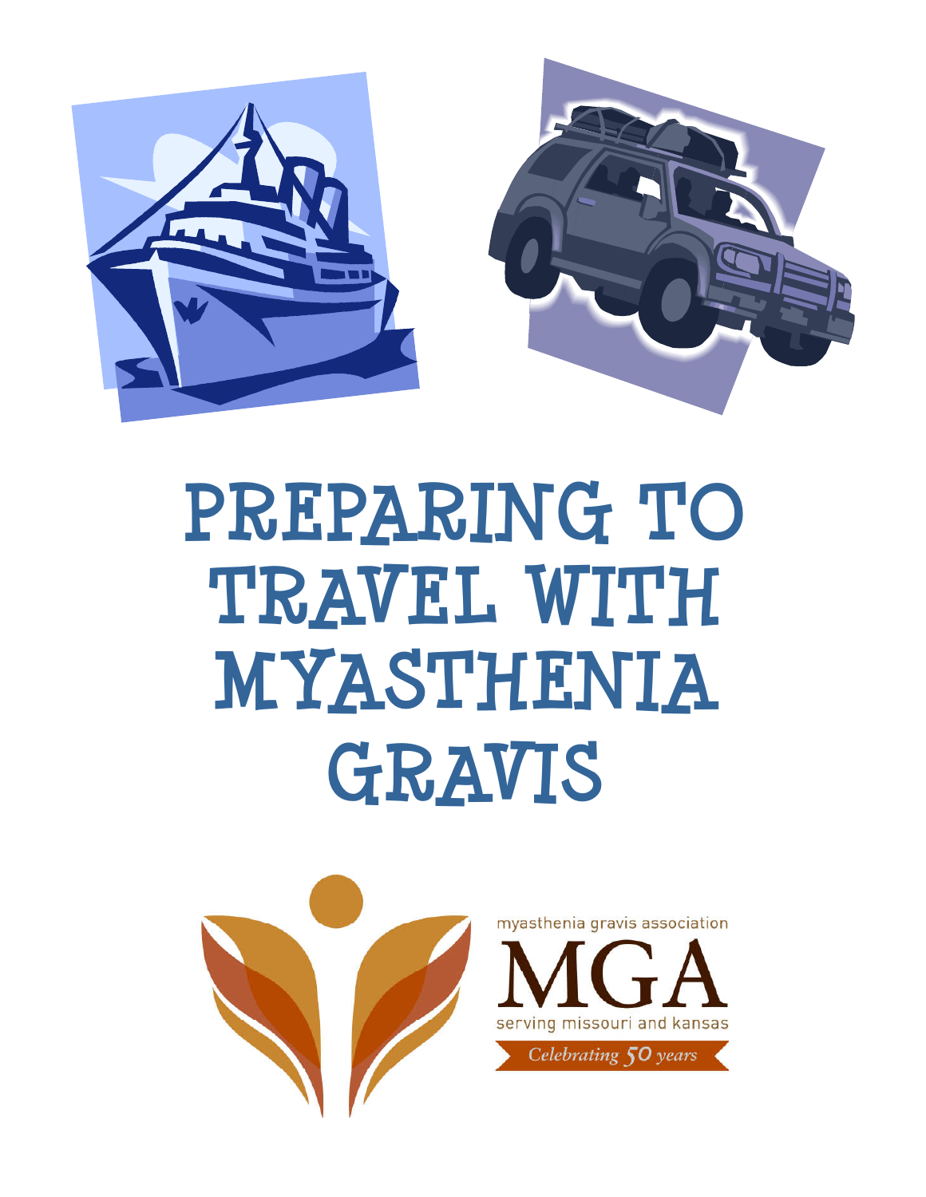# PREPARING TO TRAVEL WITH MYASTHENIA GRAVIS

myasthenia gravis association

MGA

serving missouri and kansas

*Celebrating 50 years*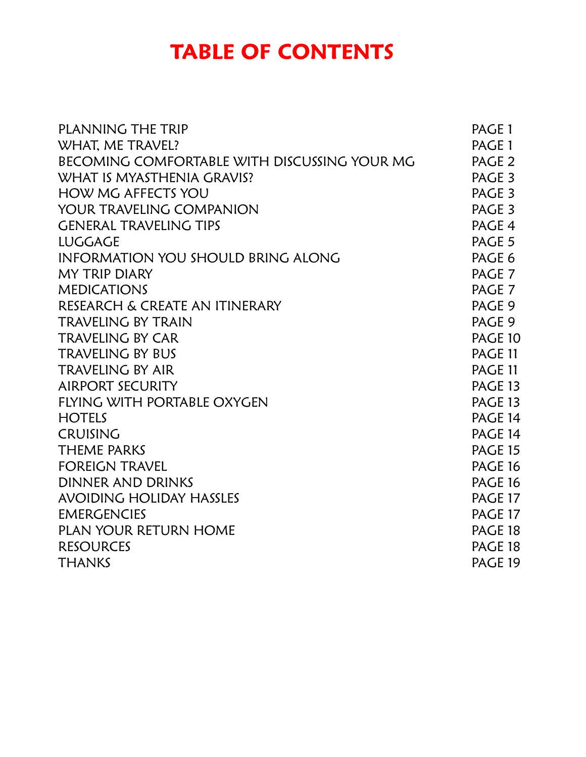# TABLE OF CONTENTS

| | |
|---|---|
| PLANNING THE TRIP | PAGE 1 |
| WHAT, ME TRAVEL? | PAGE 1 |
| BECOMING COMFORTABLE WITH DISCUSSING YOUR MG | PAGE 2 |
| WHAT IS MYASTHENIA GRAVIS? | PAGE 3 |
| HOW MG AFFECTS YOU | PAGE 3 |
| YOUR TRAVELING COMPANION | PAGE 3 |
| GENERAL TRAVELING TIPS | PAGE 4 |
| LUGGAGE | PAGE 5 |
| INFORMATION YOU SHOULD BRING ALONG | PAGE 6 |
| MY TRIP DIARY | PAGE 7 |
| MEDICATIONS | PAGE 7 |
| RESEARCH & CREATE AN ITINERARY | PAGE 9 |
| TRAVELING BY TRAIN | PAGE 9 |
| TRAVELING BY CAR | PAGE 10 |
| TRAVELING BY BUS | PAGE 11 |
| TRAVELING BY AIR | PAGE 11 |
| AIRPORT SECURITY | PAGE 13 |
| FLYING WITH PORTABLE OXYGEN | PAGE 13 |
| HOTELS | PAGE 14 |
| CRUISING | PAGE 14 |
| THEME PARKS | PAGE 15 |
| FOREIGN TRAVEL | PAGE 16 |
| DINNER AND DRINKS | PAGE 16 |
| AVOIDING HOLIDAY HASSLES | PAGE 17 |
| EMERGENCIES | PAGE 17 |
| PLAN YOUR RETURN HOME | PAGE 18 |
| RESOURCES | PAGE 18 |
| THANKS | PAGE 19 |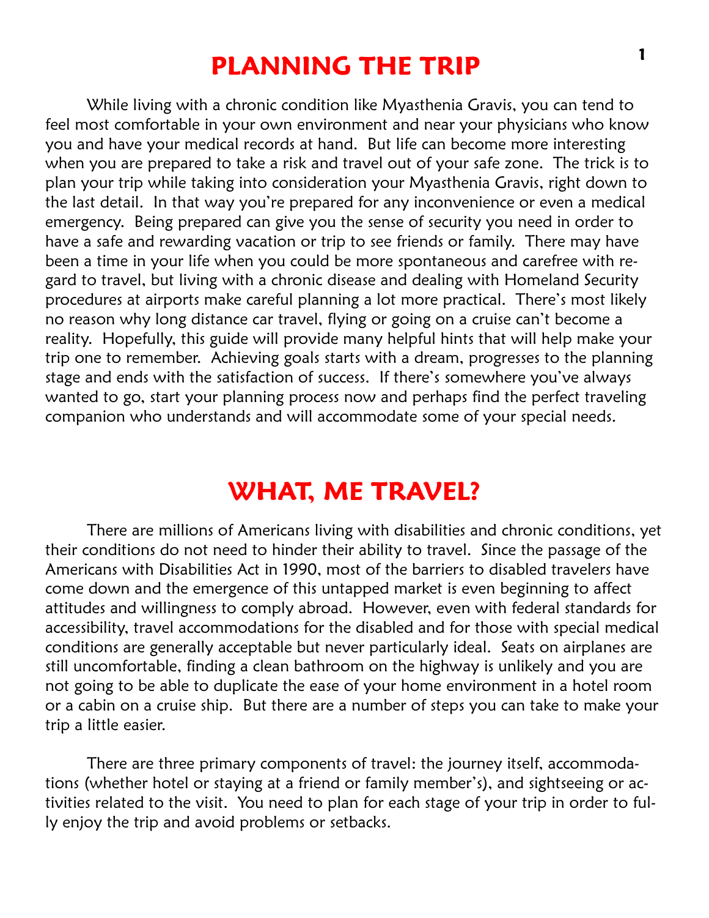# PLANNING THE TRIP

While living with a chronic condition like Myasthenia Gravis, you can tend to feel most comfortable in your own environment and near your physicians who know you and have your medical records at hand. But life can become more interesting when you are prepared to take a risk and travel out of your safe zone. The trick is to plan your trip while taking into consideration your Myasthenia Gravis, right down to the last detail. In that way you're prepared for any inconvenience or even a medical emergency. Being prepared can give you the sense of security you need in order to have a safe and rewarding vacation or trip to see friends or family. There may have been a time in your life when you could be more spontaneous and carefree with regard to travel, but living with a chronic disease and dealing with Homeland Security procedures at airports make careful planning a lot more practical. There's most likely no reason why long distance car travel, flying or going on a cruise can't become a reality. Hopefully, this guide will provide many helpful hints that will help make your trip one to remember. Achieving goals starts with a dream, progresses to the planning stage and ends with the satisfaction of success. If there's somewhere you've always wanted to go, start your planning process now and perhaps find the perfect traveling companion who understands and will accommodate some of your special needs.

# WHAT, ME TRAVEL?

There are millions of Americans living with disabilities and chronic conditions, yet their conditions do not need to hinder their ability to travel. Since the passage of the Americans with Disabilities Act in 1990, most of the barriers to disabled travelers have come down and the emergence of this untapped market is even beginning to affect attitudes and willingness to comply abroad. However, even with federal standards for accessibility, travel accommodations for the disabled and for those with special medical conditions are generally acceptable but never particularly ideal. Seats on airplanes are still uncomfortable, finding a clean bathroom on the highway is unlikely and you are not going to be able to duplicate the ease of your home environment in a hotel room or a cabin on a cruise ship. But there are a number of steps you can take to make your trip a little easier.

There are three primary components of travel: the journey itself, accommodations (whether hotel or staying at a friend or family member's), and sightseeing or activities related to the visit. You need to plan for each stage of your trip in order to fully enjoy the trip and avoid problems or setbacks.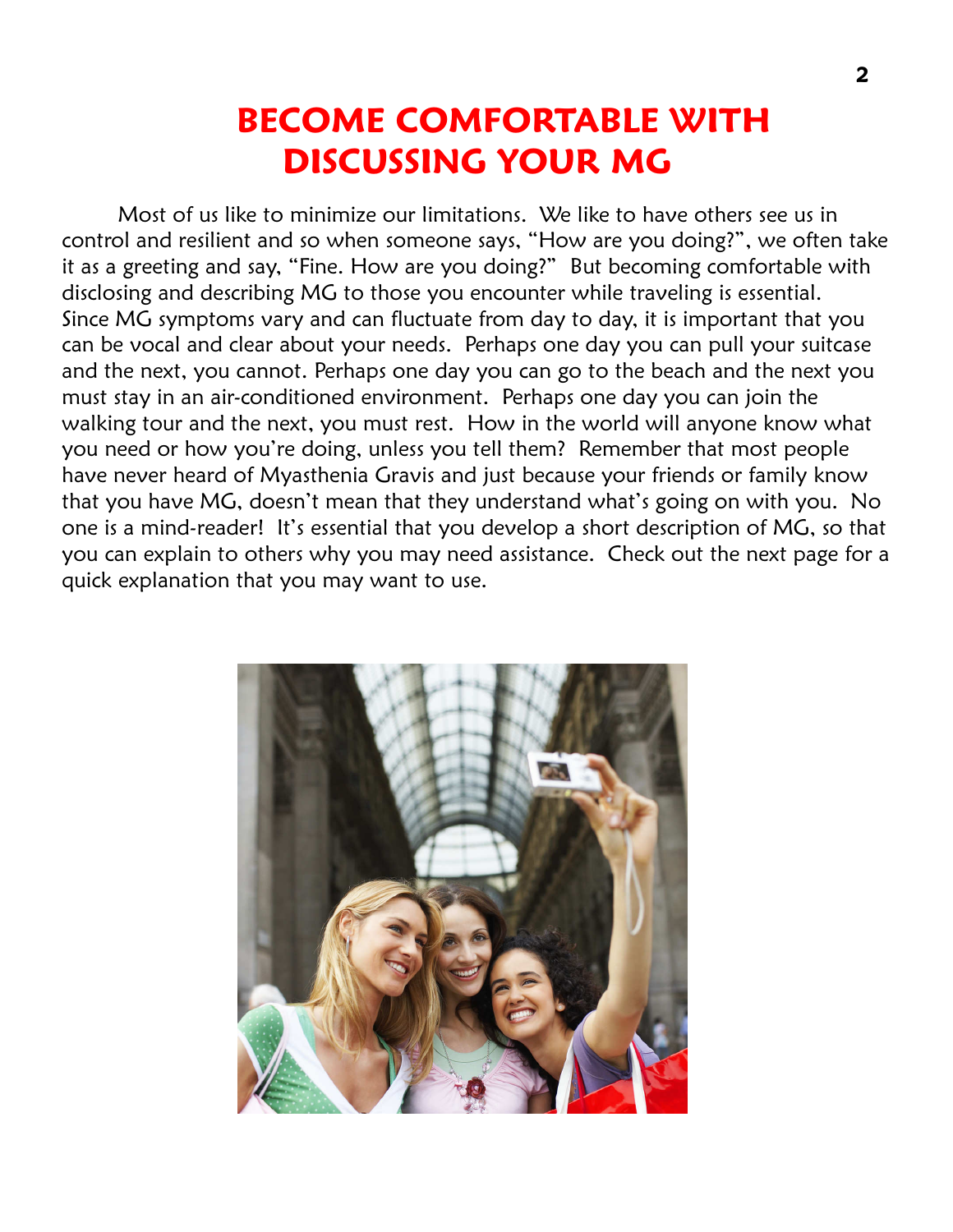# BECOME COMFORTABLE WITH DISCUSSING YOUR MG

Most of us like to minimize our limitations. We like to have others see us in control and resilient and so when someone says, "How are you doing?", we often take it as a greeting and say, "Fine. How are you doing?" But becoming comfortable with disclosing and describing MG to those you encounter while traveling is essential. Since MG symptoms vary and can fluctuate from day to day, it is important that you can be vocal and clear about your needs. Perhaps one day you can pull your suitcase and the next, you cannot. Perhaps one day you can go to the beach and the next you must stay in an air-conditioned environment. Perhaps one day you can join the walking tour and the next, you must rest. How in the world will anyone know what you need or how you're doing, unless you tell them? Remember that most people have never heard of Myasthenia Gravis and just because your friends or family know that you have MG, doesn't mean that they understand what's going on with you. No one is a mind-reader! It's essential that you develop a short description of MG, so that you can explain to others why you may need assistance. Check out the next page for a quick explanation that you may want to use.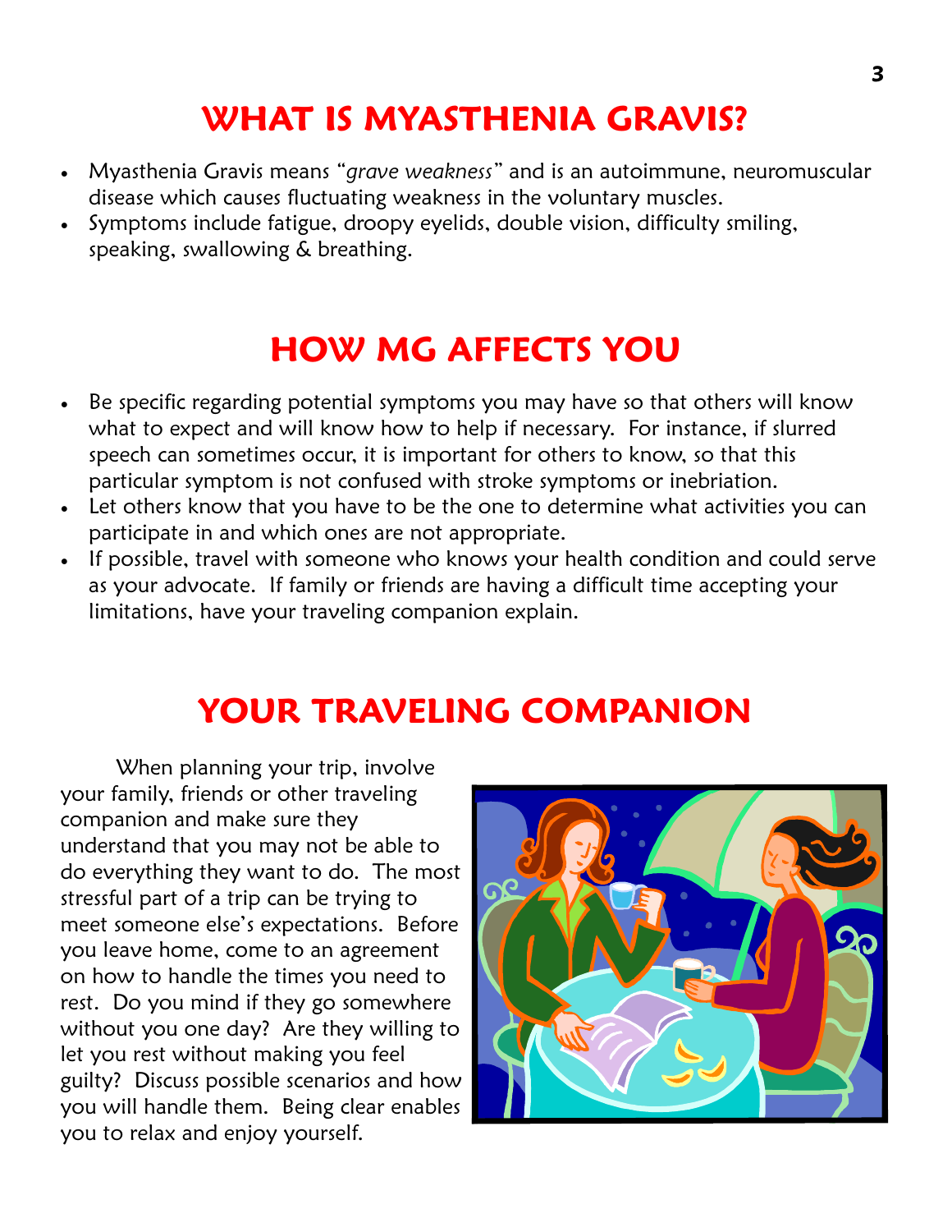# WHAT IS MYASTHENIA GRAVIS?

- Myasthenia Gravis means "*grave weakness*" and is an autoimmune, neuromuscular disease which causes fluctuating weakness in the voluntary muscles.
- Symptoms include fatigue, droopy eyelids, double vision, difficulty smiling, speaking, swallowing & breathing.

# HOW MG AFFECTS YOU

- Be specific regarding potential symptoms you may have so that others will know what to expect and will know how to help if necessary. For instance, if slurred speech can sometimes occur, it is important for others to know, so that this particular symptom is not confused with stroke symptoms or inebriation.
- Let others know that you have to be the one to determine what activities you can participate in and which ones are not appropriate.
- If possible, travel with someone who knows your health condition and could serve as your advocate. If family or friends are having a difficult time accepting your limitations, have your traveling companion explain.

# YOUR TRAVELING COMPANION

When planning your trip, involve your family, friends or other traveling companion and make sure they understand that you may not be able to do everything they want to do. The most stressful part of a trip can be trying to meet someone else's expectations. Before you leave home, come to an agreement on how to handle the times you need to rest. Do you mind if they go somewhere without you one day? Are they willing to let you rest without making you feel guilty? Discuss possible scenarios and how you will handle them. Being clear enables you to relax and enjoy yourself.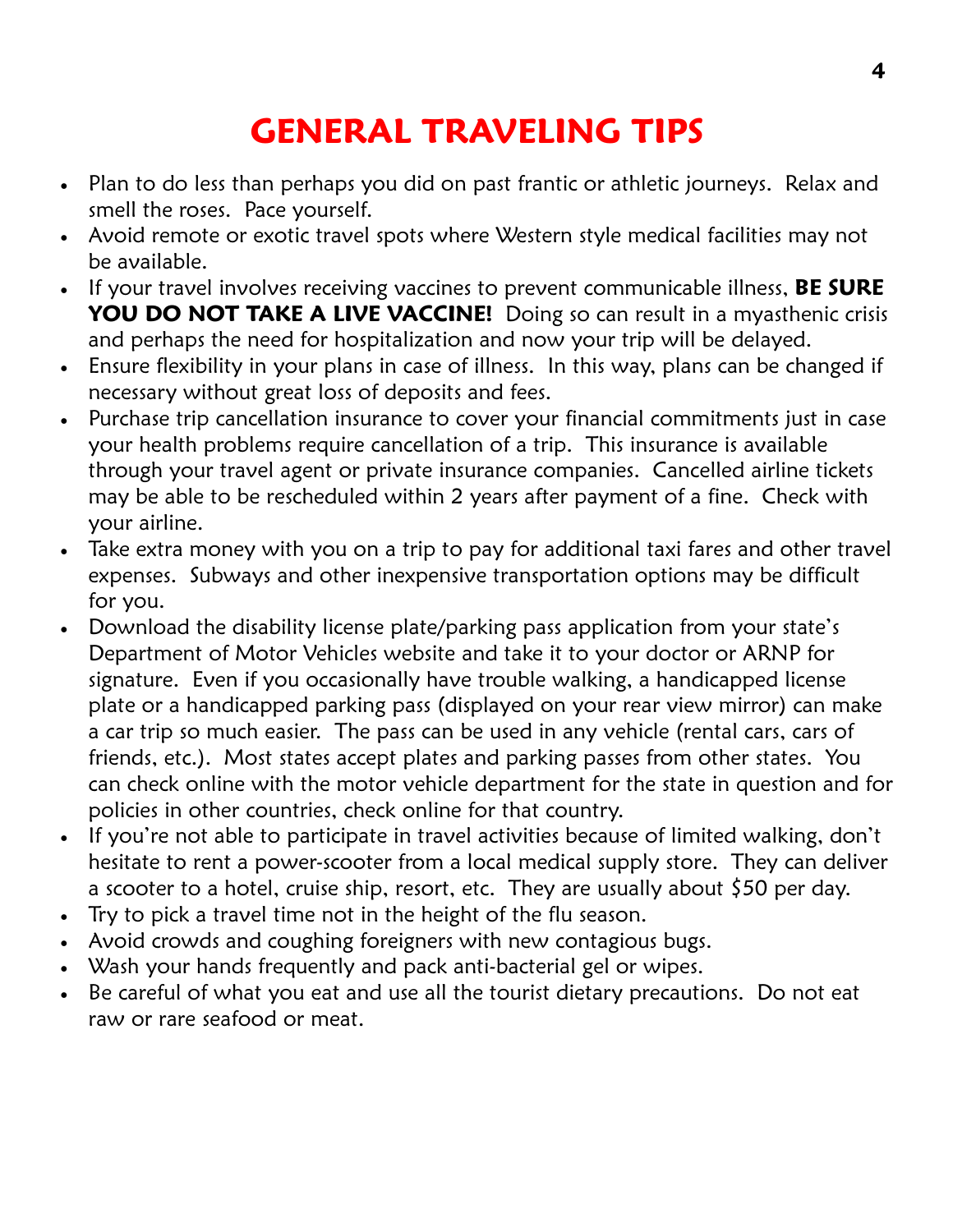# GENERAL TRAVELING TIPS

- Plan to do less than perhaps you did on past frantic or athletic journeys. Relax and smell the roses. Pace yourself.
- Avoid remote or exotic travel spots where Western style medical facilities may not be available.
- If your travel involves receiving vaccines to prevent communicable illness, **BE SURE YOU DO NOT TAKE A LIVE VACCINE!** Doing so can result in a myasthenic crisis and perhaps the need for hospitalization and now your trip will be delayed.
- Ensure flexibility in your plans in case of illness. In this way, plans can be changed if necessary without great loss of deposits and fees.
- Purchase trip cancellation insurance to cover your financial commitments just in case your health problems require cancellation of a trip. This insurance is available through your travel agent or private insurance companies. Cancelled airline tickets may be able to be rescheduled within 2 years after payment of a fine. Check with your airline.
- Take extra money with you on a trip to pay for additional taxi fares and other travel expenses. Subways and other inexpensive transportation options may be difficult for you.
- Download the disability license plate/parking pass application from your state's Department of Motor Vehicles website and take it to your doctor or ARNP for signature. Even if you occasionally have trouble walking, a handicapped license plate or a handicapped parking pass (displayed on your rear view mirror) can make a car trip so much easier. The pass can be used in any vehicle (rental cars, cars of friends, etc.). Most states accept plates and parking passes from other states. You can check online with the motor vehicle department for the state in question and for policies in other countries, check online for that country.
- If you're not able to participate in travel activities because of limited walking, don't hesitate to rent a power-scooter from a local medical supply store. They can deliver a scooter to a hotel, cruise ship, resort, etc. They are usually about $50 per day.
- Try to pick a travel time not in the height of the flu season.
- Avoid crowds and coughing foreigners with new contagious bugs.
- Wash your hands frequently and pack anti-bacterial gel or wipes.
- Be careful of what you eat and use all the tourist dietary precautions. Do not eat raw or rare seafood or meat.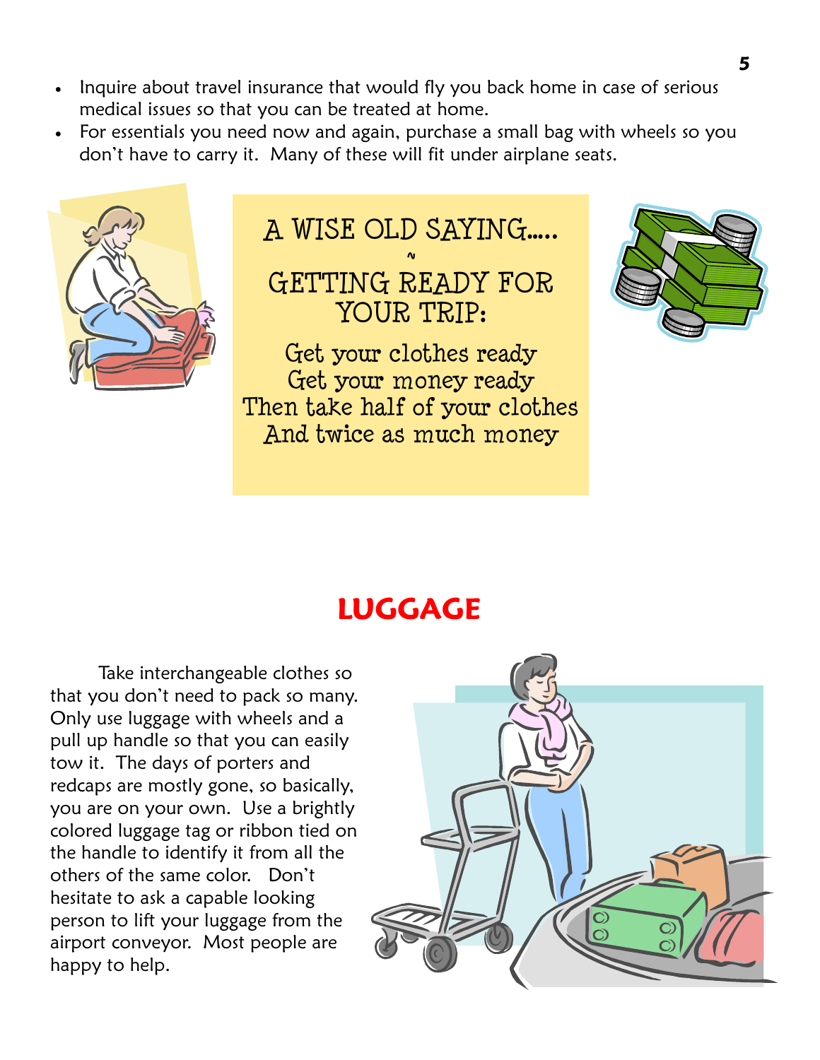- Inquire about travel insurance that would fly you back home in case of serious medical issues so that you can be treated at home.
- For essentials you need now and again, purchase a small bag with wheels so you don't have to carry it. Many of these will fit under airplane seats.

A WISE OLD SAYING.....

~

GETTING READY FOR YOUR TRIP:

Get your clothes ready
Get your money ready
Then take half of your clothes
And twice as much money

## LUGGAGE

Take interchangeable clothes so that you don't need to pack so many. Only use luggage with wheels and a pull up handle so that you can easily tow it. The days of porters and redcaps are mostly gone, so basically, you are on your own. Use a brightly colored luggage tag or ribbon tied on the handle to identify it from all the others of the same color. Don't hesitate to ask a capable looking person to lift your luggage from the airport conveyor. Most people are happy to help.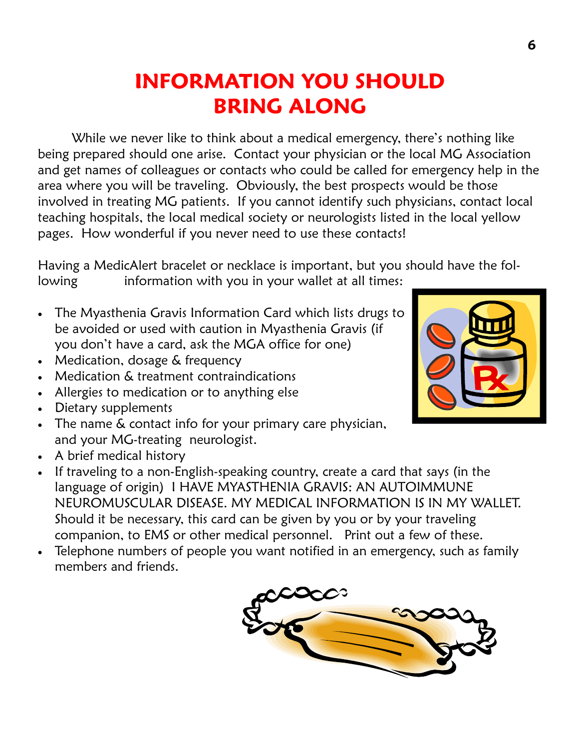# INFORMATION YOU SHOULD BRING ALONG

While we never like to think about a medical emergency, there's nothing like being prepared should one arise. Contact your physician or the local MG Association and get names of colleagues or contacts who could be called for emergency help in the area where you will be traveling. Obviously, the best prospects would be those involved in treating MG patients. If you cannot identify such physicians, contact local teaching hospitals, the local medical society or neurologists listed in the local yellow pages. How wonderful if you never need to use these contacts!

Having a MedicAlert bracelet or necklace is important, but you should have the following information with you in your wallet at all times:

- The Myasthenia Gravis Information Card which lists drugs to be avoided or used with caution in Myasthenia Gravis (if you don't have a card, ask the MGA office for one)
- Medication, dosage & frequency
- Medication & treatment contraindications
- Allergies to medication or to anything else
- Dietary supplements
- The name & contact info for your primary care physician, and your MG-treating neurologist.
- A brief medical history
- If traveling to a non-English-speaking country, create a card that says (in the language of origin) I HAVE MYASTHENIA GRAVIS: AN AUTOIMMUNE NEUROMUSCULAR DISEASE. MY MEDICAL INFORMATION IS IN MY WALLET. Should it be necessary, this card can be given by you or by your traveling companion, to EMS or other medical personnel. Print out a few of these.
- Telephone numbers of people you want notified in an emergency, such as family members and friends.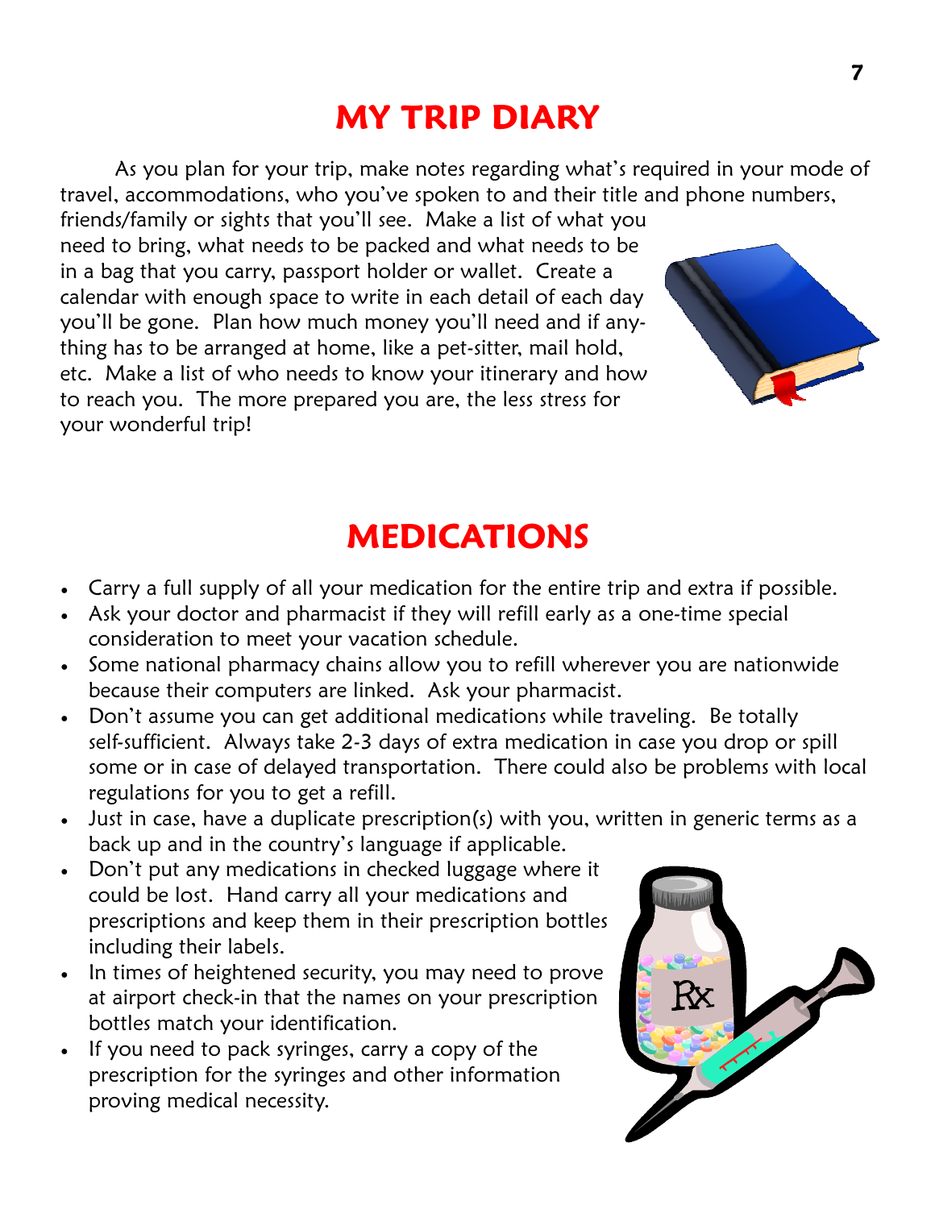# MY TRIP DIARY

As you plan for your trip, make notes regarding what's required in your mode of travel, accommodations, who you've spoken to and their title and phone numbers, friends/family or sights that you'll see. Make a list of what you need to bring, what needs to be packed and what needs to be in a bag that you carry, passport holder or wallet. Create a calendar with enough space to write in each detail of each day you'll be gone. Plan how much money you'll need and if anything has to be arranged at home, like a pet-sitter, mail hold, etc. Make a list of who needs to know your itinerary and how to reach you. The more prepared you are, the less stress for your wonderful trip!

# MEDICATIONS

- Carry a full supply of all your medication for the entire trip and extra if possible.
- Ask your doctor and pharmacist if they will refill early as a one-time special consideration to meet your vacation schedule.
- Some national pharmacy chains allow you to refill wherever you are nationwide because their computers are linked. Ask your pharmacist.
- Don't assume you can get additional medications while traveling. Be totally self-sufficient. Always take 2-3 days of extra medication in case you drop or spill some or in case of delayed transportation. There could also be problems with local regulations for you to get a refill.
- Just in case, have a duplicate prescription(s) with you, written in generic terms as a back up and in the country's language if applicable.
- Don't put any medications in checked luggage where it could be lost. Hand carry all your medications and prescriptions and keep them in their prescription bottles including their labels.
- In times of heightened security, you may need to prove at airport check-in that the names on your prescription bottles match your identification.
- If you need to pack syringes, carry a copy of the prescription for the syringes and other information proving medical necessity.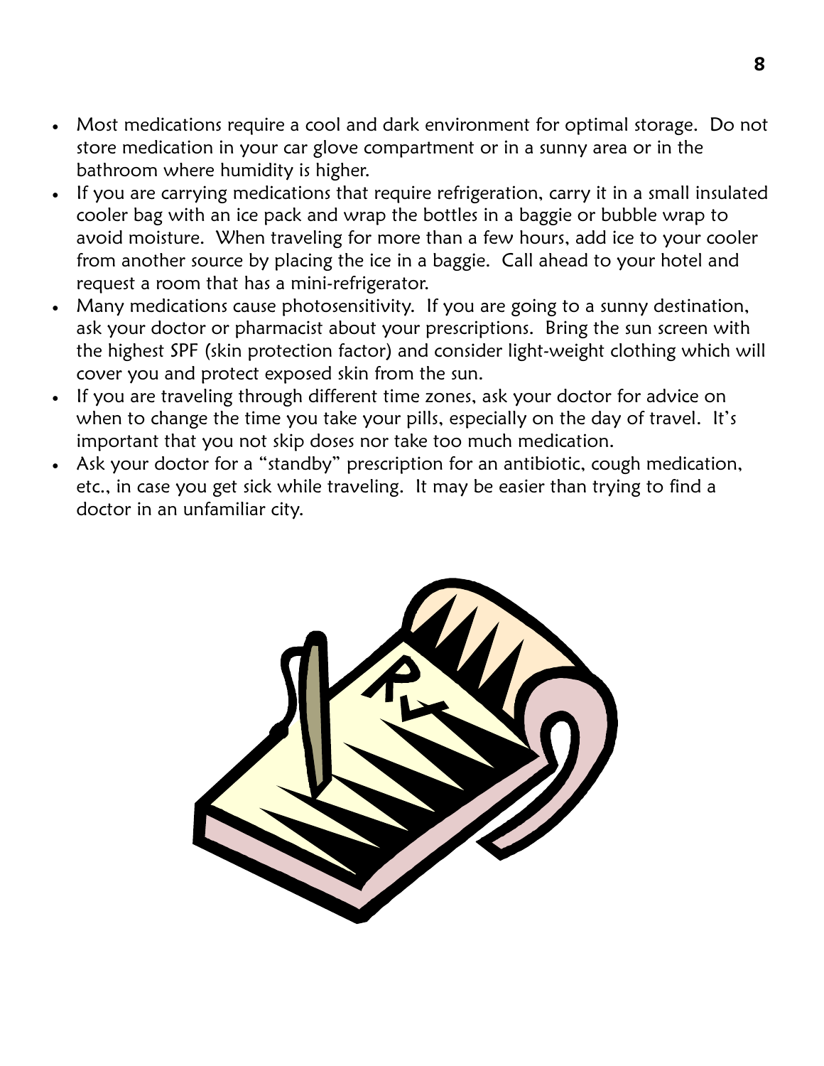- Most medications require a cool and dark environment for optimal storage. Do not store medication in your car glove compartment or in a sunny area or in the bathroom where humidity is higher.
- If you are carrying medications that require refrigeration, carry it in a small insulated cooler bag with an ice pack and wrap the bottles in a baggie or bubble wrap to avoid moisture. When traveling for more than a few hours, add ice to your cooler from another source by placing the ice in a baggie. Call ahead to your hotel and request a room that has a mini-refrigerator.
- Many medications cause photosensitivity. If you are going to a sunny destination, ask your doctor or pharmacist about your prescriptions. Bring the sun screen with the highest SPF (skin protection factor) and consider light-weight clothing which will cover you and protect exposed skin from the sun.
- If you are traveling through different time zones, ask your doctor for advice on when to change the time you take your pills, especially on the day of travel. It's important that you not skip doses nor take too much medication.
- Ask your doctor for a "standby" prescription for an antibiotic, cough medication, etc., in case you get sick while traveling. It may be easier than trying to find a doctor in an unfamiliar city.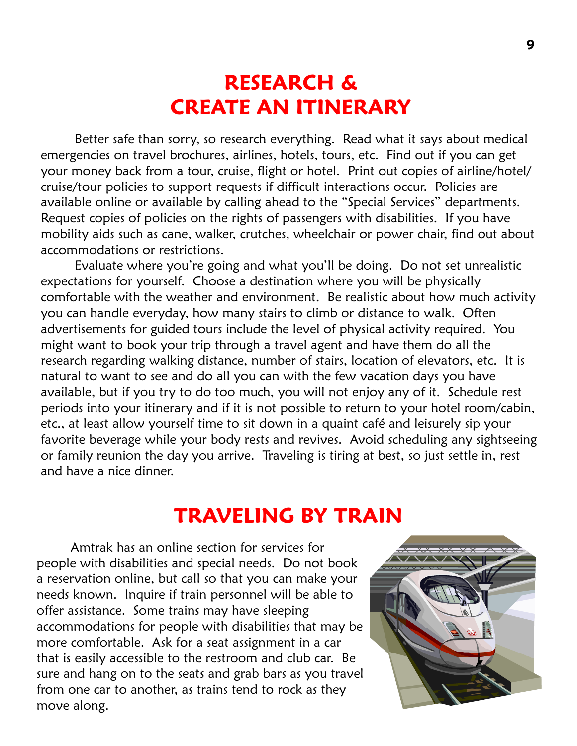# RESEARCH & CREATE AN ITINERARY

Better safe than sorry, so research everything. Read what it says about medical emergencies on travel brochures, airlines, hotels, tours, etc. Find out if you can get your money back from a tour, cruise, flight or hotel. Print out copies of airline/hotel/cruise/tour policies to support requests if difficult interactions occur. Policies are available online or available by calling ahead to the "Special Services" departments. Request copies of policies on the rights of passengers with disabilities. If you have mobility aids such as cane, walker, crutches, wheelchair or power chair, find out about accommodations or restrictions.

Evaluate where you're going and what you'll be doing. Do not set unrealistic expectations for yourself. Choose a destination where you will be physically comfortable with the weather and environment. Be realistic about how much activity you can handle everyday, how many stairs to climb or distance to walk. Often advertisements for guided tours include the level of physical activity required. You might want to book your trip through a travel agent and have them do all the research regarding walking distance, number of stairs, location of elevators, etc. It is natural to want to see and do all you can with the few vacation days you have available, but if you try to do too much, you will not enjoy any of it. Schedule rest periods into your itinerary and if it is not possible to return to your hotel room/cabin, etc., at least allow yourself time to sit down in a quaint café and leisurely sip your favorite beverage while your body rests and revives. Avoid scheduling any sightseeing or family reunion the day you arrive. Traveling is tiring at best, so just settle in, rest and have a nice dinner.

# TRAVELING BY TRAIN

Amtrak has an online section for services for people with disabilities and special needs. Do not book a reservation online, but call so that you can make your needs known. Inquire if train personnel will be able to offer assistance. Some trains may have sleeping accommodations for people with disabilities that may be more comfortable. Ask for a seat assignment in a car that is easily accessible to the restroom and club car. Be sure and hang on to the seats and grab bars as you travel from one car to another, as trains tend to rock as they move along.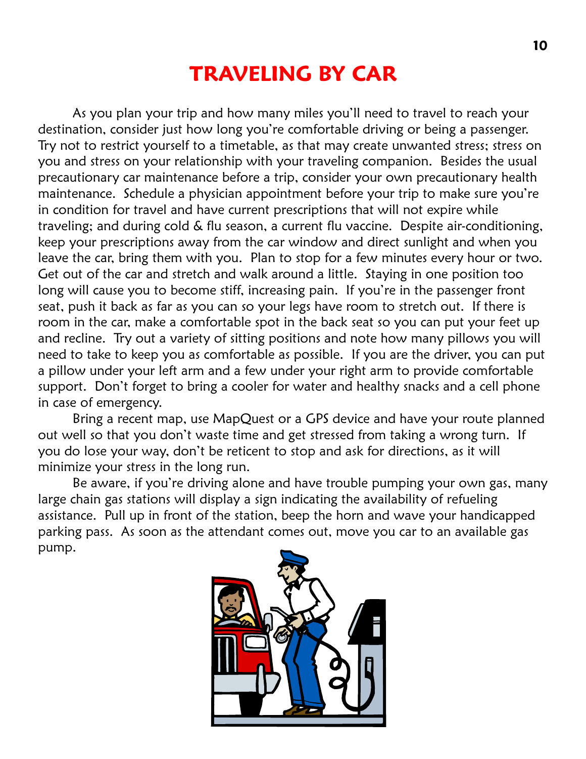# TRAVELING BY CAR

As you plan your trip and how many miles you'll need to travel to reach your destination, consider just how long you're comfortable driving or being a passenger. Try not to restrict yourself to a timetable, as that may create unwanted stress; stress on you and stress on your relationship with your traveling companion. Besides the usual precautionary car maintenance before a trip, consider your own precautionary health maintenance. Schedule a physician appointment before your trip to make sure you're in condition for travel and have current prescriptions that will not expire while traveling; and during cold & flu season, a current flu vaccine. Despite air-conditioning, keep your prescriptions away from the car window and direct sunlight and when you leave the car, bring them with you. Plan to stop for a few minutes every hour or two. Get out of the car and stretch and walk around a little. Staying in one position too long will cause you to become stiff, increasing pain. If you're in the passenger front seat, push it back as far as you can so your legs have room to stretch out. If there is room in the car, make a comfortable spot in the back seat so you can put your feet up and recline. Try out a variety of sitting positions and note how many pillows you will need to take to keep you as comfortable as possible. If you are the driver, you can put a pillow under your left arm and a few under your right arm to provide comfortable support. Don't forget to bring a cooler for water and healthy snacks and a cell phone in case of emergency.

Bring a recent map, use MapQuest or a GPS device and have your route planned out well so that you don't waste time and get stressed from taking a wrong turn. If you do lose your way, don't be reticent to stop and ask for directions, as it will minimize your stress in the long run.

Be aware, if you're driving alone and have trouble pumping your own gas, many large chain gas stations will display a sign indicating the availability of refueling assistance. Pull up in front of the station, beep the horn and wave your handicapped parking pass. As soon as the attendant comes out, move you car to an available gas pump.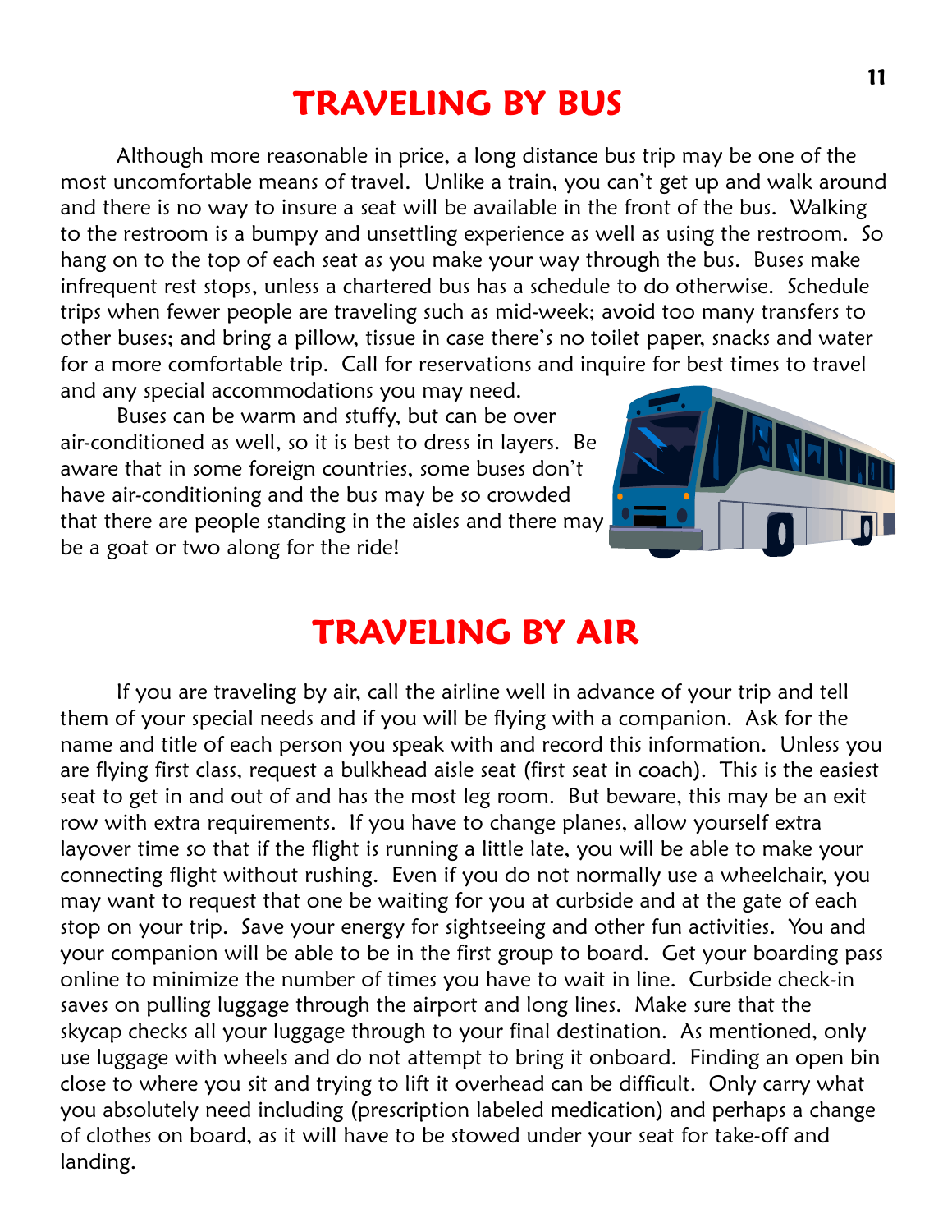# TRAVELING BY BUS

Although more reasonable in price, a long distance bus trip may be one of the most uncomfortable means of travel. Unlike a train, you can't get up and walk around and there is no way to insure a seat will be available in the front of the bus. Walking to the restroom is a bumpy and unsettling experience as well as using the restroom. So hang on to the top of each seat as you make your way through the bus. Buses make infrequent rest stops, unless a chartered bus has a schedule to do otherwise. Schedule trips when fewer people are traveling such as mid-week; avoid too many transfers to other buses; and bring a pillow, tissue in case there's no toilet paper, snacks and water for a more comfortable trip. Call for reservations and inquire for best times to travel and any special accommodations you may need.

Buses can be warm and stuffy, but can be over air-conditioned as well, so it is best to dress in layers. Be aware that in some foreign countries, some buses don't have air-conditioning and the bus may be so crowded that there are people standing in the aisles and there may be a goat or two along for the ride!

# TRAVELING BY AIR

If you are traveling by air, call the airline well in advance of your trip and tell them of your special needs and if you will be flying with a companion. Ask for the name and title of each person you speak with and record this information. Unless you are flying first class, request a bulkhead aisle seat (first seat in coach). This is the easiest seat to get in and out of and has the most leg room. But beware, this may be an exit row with extra requirements. If you have to change planes, allow yourself extra layover time so that if the flight is running a little late, you will be able to make your connecting flight without rushing. Even if you do not normally use a wheelchair, you may want to request that one be waiting for you at curbside and at the gate of each stop on your trip. Save your energy for sightseeing and other fun activities. You and your companion will be able to be in the first group to board. Get your boarding pass online to minimize the number of times you have to wait in line. Curbside check-in saves on pulling luggage through the airport and long lines. Make sure that the skycap checks all your luggage through to your final destination. As mentioned, only use luggage with wheels and do not attempt to bring it onboard. Finding an open bin close to where you sit and trying to lift it overhead can be difficult. Only carry what you absolutely need including (prescription labeled medication) and perhaps a change of clothes on board, as it will have to be stowed under your seat for take-off and landing.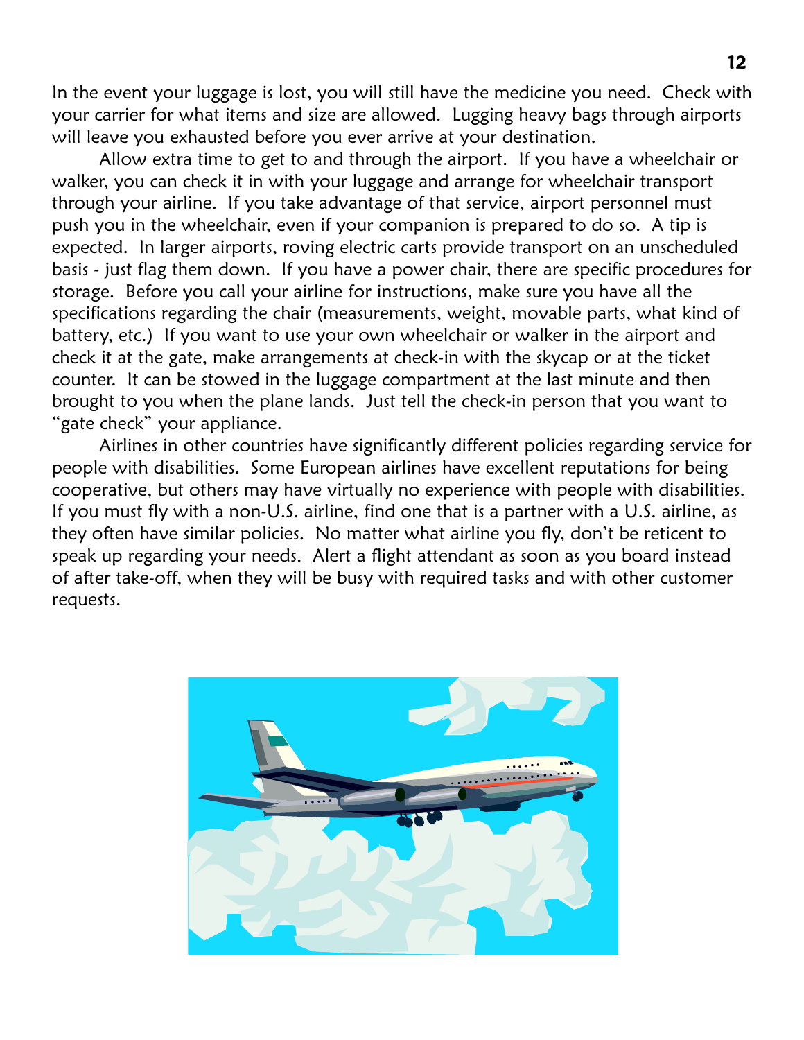In the event your luggage is lost, you will still have the medicine you need. Check with your carrier for what items and size are allowed. Lugging heavy bags through airports will leave you exhausted before you ever arrive at your destination.

Allow extra time to get to and through the airport. If you have a wheelchair or walker, you can check it in with your luggage and arrange for wheelchair transport through your airline. If you take advantage of that service, airport personnel must push you in the wheelchair, even if your companion is prepared to do so. A tip is expected. In larger airports, roving electric carts provide transport on an unscheduled basis - just flag them down. If you have a power chair, there are specific procedures for storage. Before you call your airline for instructions, make sure you have all the specifications regarding the chair (measurements, weight, movable parts, what kind of battery, etc.) If you want to use your own wheelchair or walker in the airport and check it at the gate, make arrangements at check-in with the skycap or at the ticket counter. It can be stowed in the luggage compartment at the last minute and then brought to you when the plane lands. Just tell the check-in person that you want to "gate check" your appliance.

Airlines in other countries have significantly different policies regarding service for people with disabilities. Some European airlines have excellent reputations for being cooperative, but others may have virtually no experience with people with disabilities. If you must fly with a non-U.S. airline, find one that is a partner with a U.S. airline, as they often have similar policies. No matter what airline you fly, don't be reticent to speak up regarding your needs. Alert a flight attendant as soon as you board instead of after take-off, when they will be busy with required tasks and with other customer requests.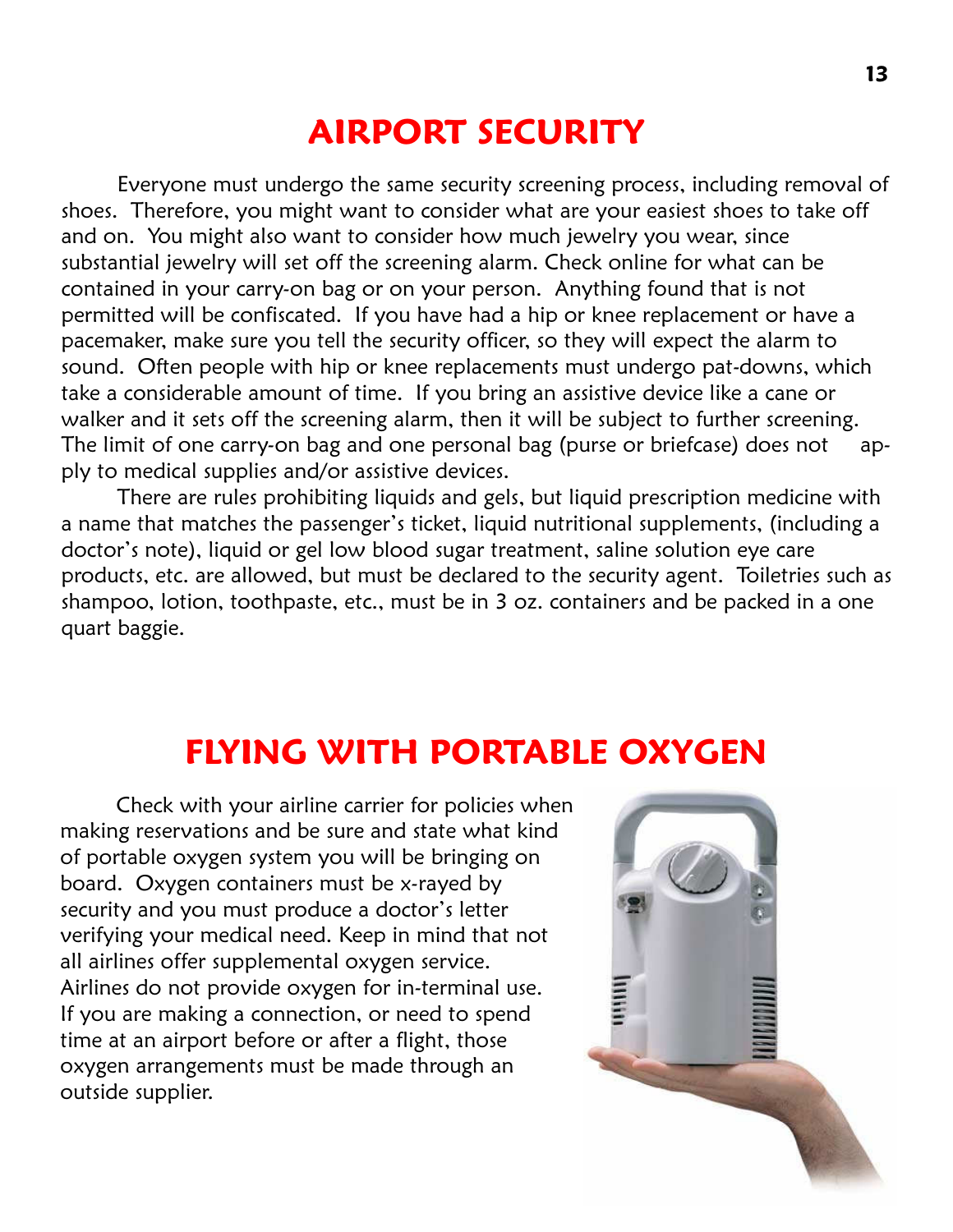# AIRPORT SECURITY

Everyone must undergo the same security screening process, including removal of shoes. Therefore, you might want to consider what are your easiest shoes to take off and on. You might also want to consider how much jewelry you wear, since substantial jewelry will set off the screening alarm. Check online for what can be contained in your carry-on bag or on your person. Anything found that is not permitted will be confiscated. If you have had a hip or knee replacement or have a pacemaker, make sure you tell the security officer, so they will expect the alarm to sound. Often people with hip or knee replacements must undergo pat-downs, which take a considerable amount of time. If you bring an assistive device like a cane or walker and it sets off the screening alarm, then it will be subject to further screening. The limit of one carry-on bag and one personal bag (purse or briefcase) does not apply to medical supplies and/or assistive devices.

There are rules prohibiting liquids and gels, but liquid prescription medicine with a name that matches the passenger's ticket, liquid nutritional supplements, (including a doctor's note), liquid or gel low blood sugar treatment, saline solution eye care products, etc. are allowed, but must be declared to the security agent. Toiletries such as shampoo, lotion, toothpaste, etc., must be in 3 oz. containers and be packed in a one quart baggie.

# FLYING WITH PORTABLE OXYGEN

Check with your airline carrier for policies when making reservations and be sure and state what kind of portable oxygen system you will be bringing on board. Oxygen containers must be x-rayed by security and you must produce a doctor's letter verifying your medical need. Keep in mind that not all airlines offer supplemental oxygen service. Airlines do not provide oxygen for in-terminal use. If you are making a connection, or need to spend time at an airport before or after a flight, those oxygen arrangements must be made through an outside supplier.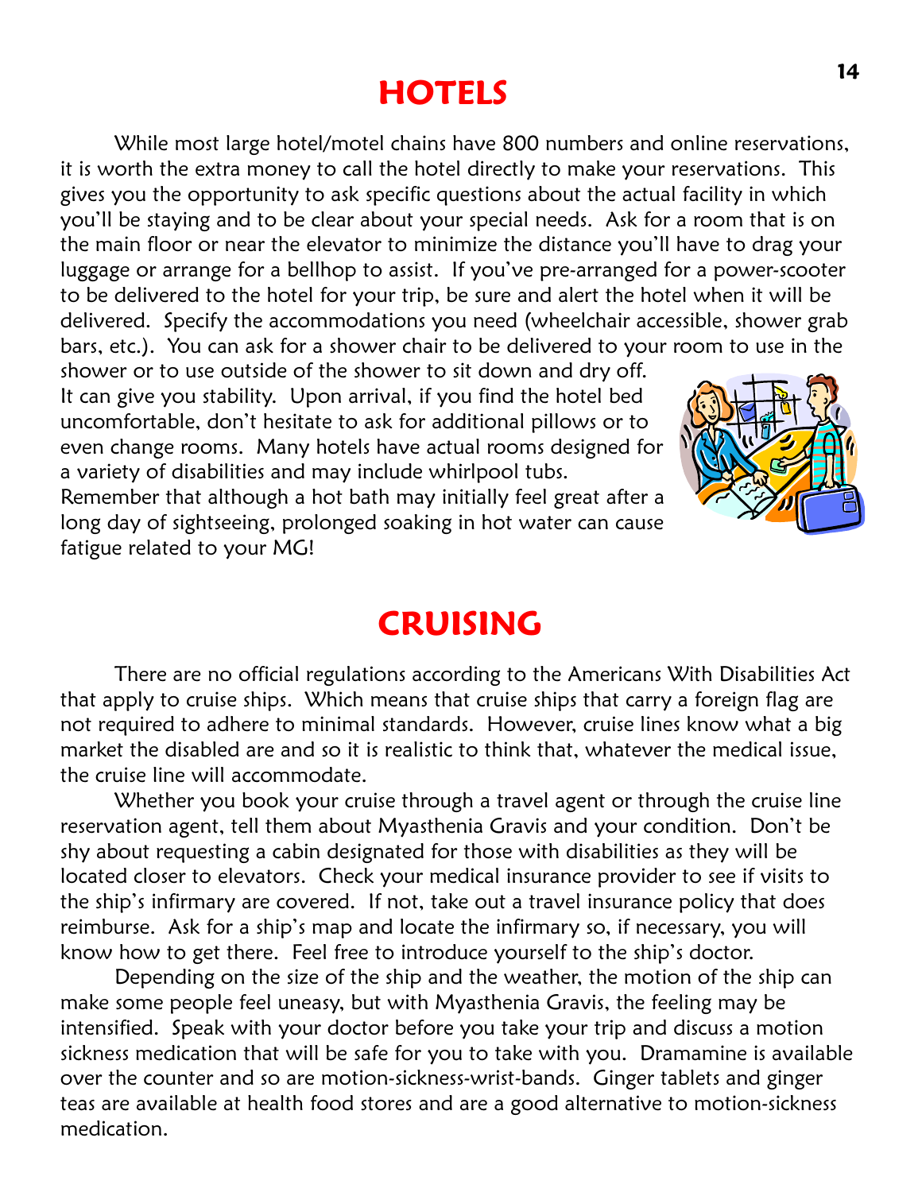# HOTELS

While most large hotel/motel chains have 800 numbers and online reservations, it is worth the extra money to call the hotel directly to make your reservations. This gives you the opportunity to ask specific questions about the actual facility in which you'll be staying and to be clear about your special needs. Ask for a room that is on the main floor or near the elevator to minimize the distance you'll have to drag your luggage or arrange for a bellhop to assist. If you've pre-arranged for a power-scooter to be delivered to the hotel for your trip, be sure and alert the hotel when it will be delivered. Specify the accommodations you need (wheelchair accessible, shower grab bars, etc.). You can ask for a shower chair to be delivered to your room to use in the shower or to use outside of the shower to sit down and dry off. It can give you stability. Upon arrival, if you find the hotel bed uncomfortable, don't hesitate to ask for additional pillows or to even change rooms. Many hotels have actual rooms designed for a variety of disabilities and may include whirlpool tubs. Remember that although a hot bath may initially feel great after a long day of sightseeing, prolonged soaking in hot water can cause fatigue related to your MG!

# CRUISING

There are no official regulations according to the Americans With Disabilities Act that apply to cruise ships. Which means that cruise ships that carry a foreign flag are not required to adhere to minimal standards. However, cruise lines know what a big market the disabled are and so it is realistic to think that, whatever the medical issue, the cruise line will accommodate.

Whether you book your cruise through a travel agent or through the cruise line reservation agent, tell them about Myasthenia Gravis and your condition. Don't be shy about requesting a cabin designated for those with disabilities as they will be located closer to elevators. Check your medical insurance provider to see if visits to the ship's infirmary are covered. If not, take out a travel insurance policy that does reimburse. Ask for a ship's map and locate the infirmary so, if necessary, you will know how to get there. Feel free to introduce yourself to the ship's doctor.

Depending on the size of the ship and the weather, the motion of the ship can make some people feel uneasy, but with Myasthenia Gravis, the feeling may be intensified. Speak with your doctor before you take your trip and discuss a motion sickness medication that will be safe for you to take with you. Dramamine is available over the counter and so are motion-sickness-wrist-bands. Ginger tablets and ginger teas are available at health food stores and are a good alternative to motion-sickness medication.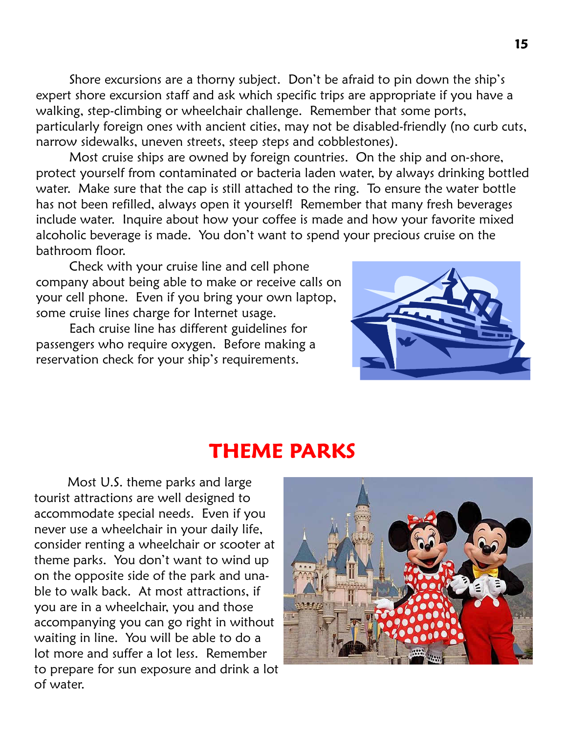Shore excursions are a thorny subject. Don't be afraid to pin down the ship's expert shore excursion staff and ask which specific trips are appropriate if you have a walking, step-climbing or wheelchair challenge. Remember that some ports, particularly foreign ones with ancient cities, may not be disabled-friendly (no curb cuts, narrow sidewalks, uneven streets, steep steps and cobblestones).

Most cruise ships are owned by foreign countries. On the ship and on-shore, protect yourself from contaminated or bacteria laden water, by always drinking bottled water. Make sure that the cap is still attached to the ring. To ensure the water bottle has not been refilled, always open it yourself! Remember that many fresh beverages include water. Inquire about how your coffee is made and how your favorite mixed alcoholic beverage is made. You don't want to spend your precious cruise on the bathroom floor.

Check with your cruise line and cell phone company about being able to make or receive calls on your cell phone. Even if you bring your own laptop, some cruise lines charge for Internet usage.

Each cruise line has different guidelines for passengers who require oxygen. Before making a reservation check for your ship's requirements.

## THEME PARKS

Most U.S. theme parks and large tourist attractions are well designed to accommodate special needs. Even if you never use a wheelchair in your daily life, consider renting a wheelchair or scooter at theme parks. You don't want to wind up on the opposite side of the park and unable to walk back. At most attractions, if you are in a wheelchair, you and those accompanying you can go right in without waiting in line. You will be able to do a lot more and suffer a lot less. Remember to prepare for sun exposure and drink a lot of water.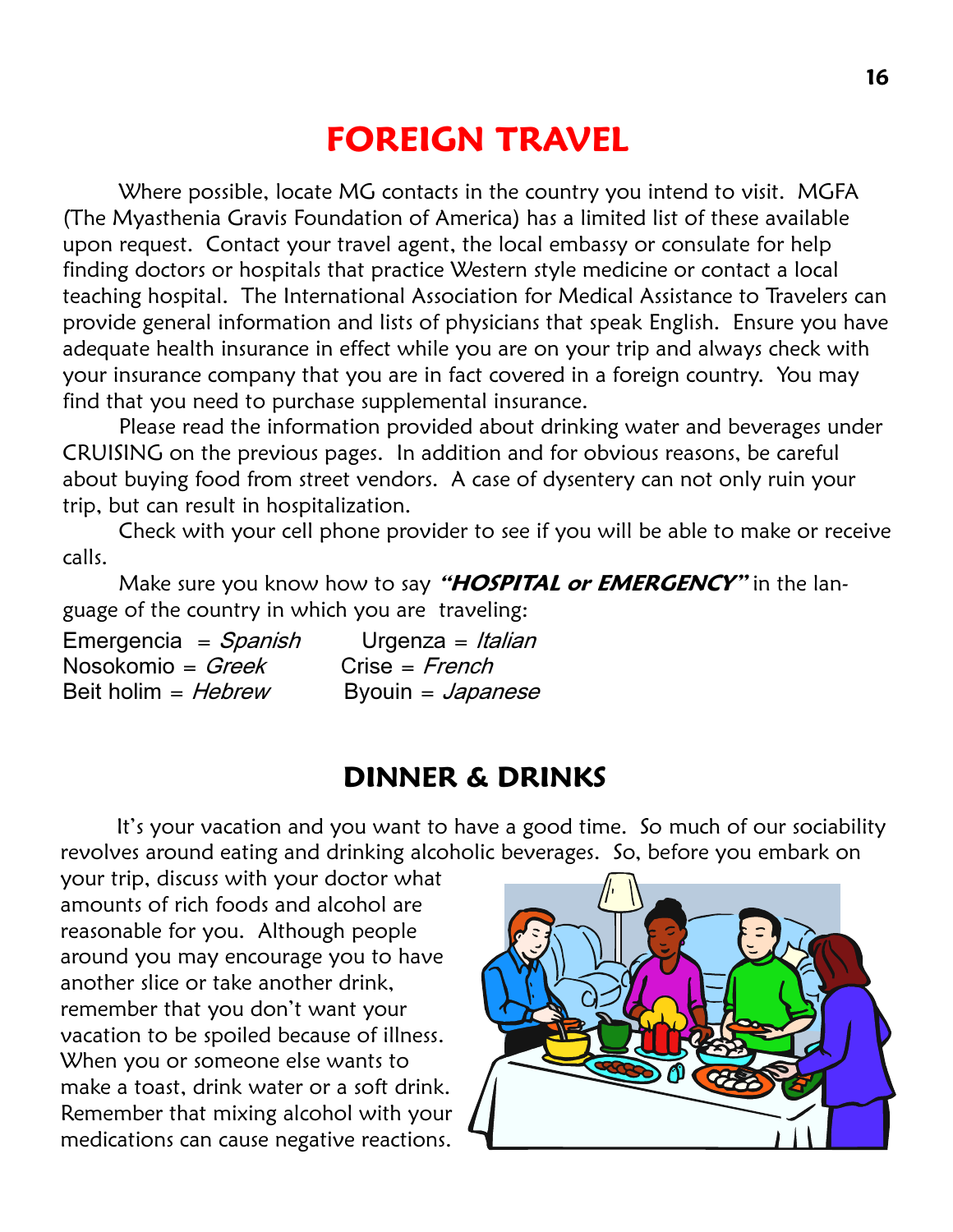# FOREIGN TRAVEL

Where possible, locate MG contacts in the country you intend to visit. MGFA (The Myasthenia Gravis Foundation of America) has a limited list of these available upon request. Contact your travel agent, the local embassy or consulate for help finding doctors or hospitals that practice Western style medicine or contact a local teaching hospital. The International Association for Medical Assistance to Travelers can provide general information and lists of physicians that speak English. Ensure you have adequate health insurance in effect while you are on your trip and always check with your insurance company that you are in fact covered in a foreign country. You may find that you need to purchase supplemental insurance.

Please read the information provided about drinking water and beverages under CRUISING on the previous pages. In addition and for obvious reasons, be careful about buying food from street vendors. A case of dysentery can not only ruin your trip, but can result in hospitalization.

Check with your cell phone provider to see if you will be able to make or receive calls.

Make sure you know how to say ***"HOSPITAL or EMERGENCY"*** in the language of the country in which you are traveling:

| | |
|---|---|
| Emergencia = *Spanish* | Urgenza = *Italian* |
| Nosokomio = *Greek* | Crise = *French* |
| Beit holim = *Hebrew* | Byouin = *Japanese* |

## DINNER & DRINKS

It's your vacation and you want to have a good time. So much of our sociability revolves around eating and drinking alcoholic beverages. So, before you embark on your trip, discuss with your doctor what amounts of rich foods and alcohol are reasonable for you. Although people around you may encourage you to have another slice or take another drink, remember that you don't want your vacation to be spoiled because of illness. When you or someone else wants to make a toast, drink water or a soft drink. Remember that mixing alcohol with your medications can cause negative reactions.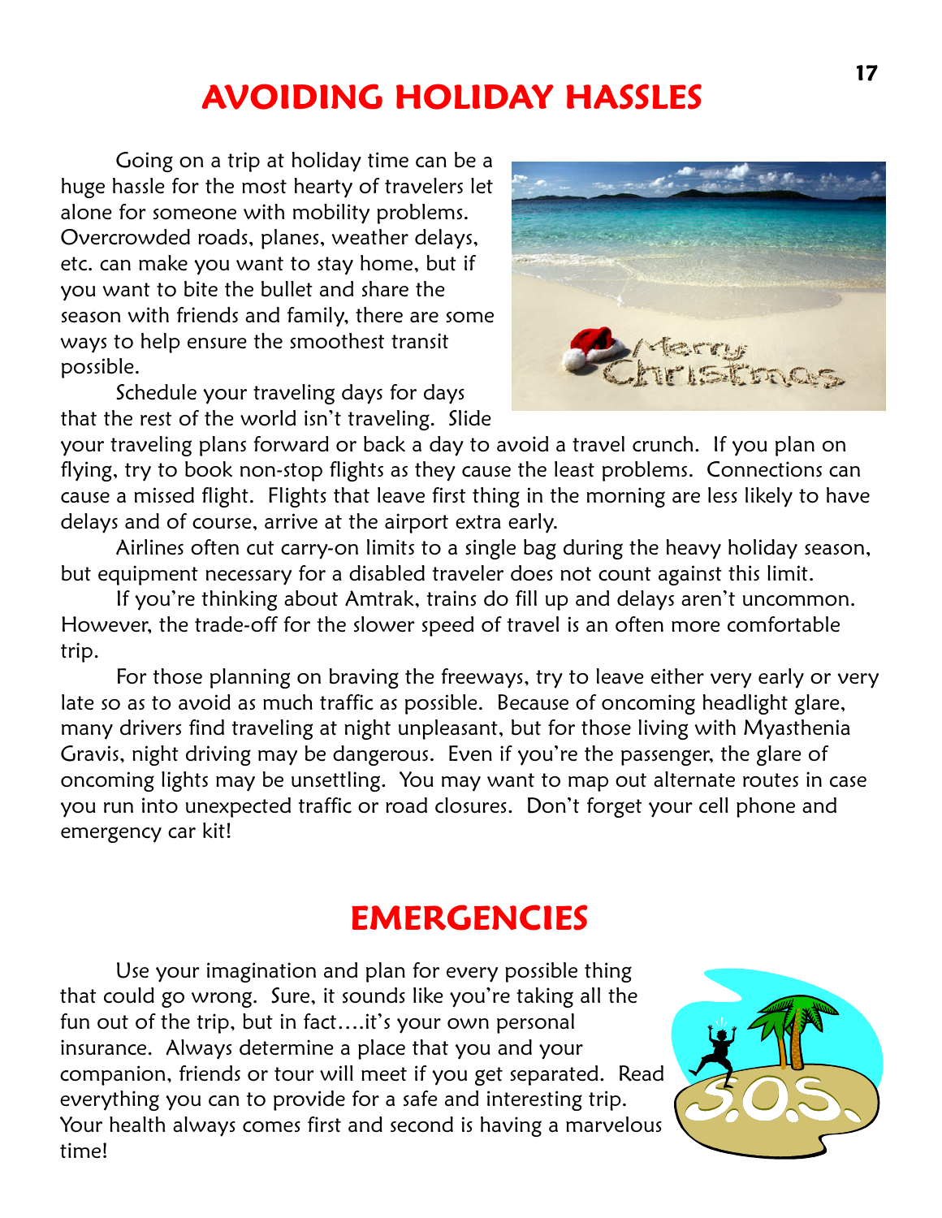## AVOIDING HOLIDAY HASSLES

Going on a trip at holiday time can be a huge hassle for the most hearty of travelers let alone for someone with mobility problems. Overcrowded roads, planes, weather delays, etc. can make you want to stay home, but if you want to bite the bullet and share the season with friends and family, there are some ways to help ensure the smoothest transit possible.

Schedule your traveling days for days that the rest of the world isn't traveling. Slide your traveling plans forward or back a day to avoid a travel crunch. If you plan on flying, try to book non-stop flights as they cause the least problems. Connections can cause a missed flight. Flights that leave first thing in the morning are less likely to have delays and of course, arrive at the airport extra early.

Airlines often cut carry-on limits to a single bag during the heavy holiday season, but equipment necessary for a disabled traveler does not count against this limit.

If you're thinking about Amtrak, trains do fill up and delays aren't uncommon. However, the trade-off for the slower speed of travel is an often more comfortable trip.

For those planning on braving the freeways, try to leave either very early or very late so as to avoid as much traffic as possible. Because of oncoming headlight glare, many drivers find traveling at night unpleasant, but for those living with Myasthenia Gravis, night driving may be dangerous. Even if you're the passenger, the glare of oncoming lights may be unsettling. You may want to map out alternate routes in case you run into unexpected traffic or road closures. Don't forget your cell phone and emergency car kit!

## EMERGENCIES

Use your imagination and plan for every possible thing that could go wrong. Sure, it sounds like you're taking all the fun out of the trip, but in fact….it's your own personal insurance. Always determine a place that you and your companion, friends or tour will meet if you get separated. Read everything you can to provide for a safe and interesting trip. Your health always comes first and second is having a marvelous time!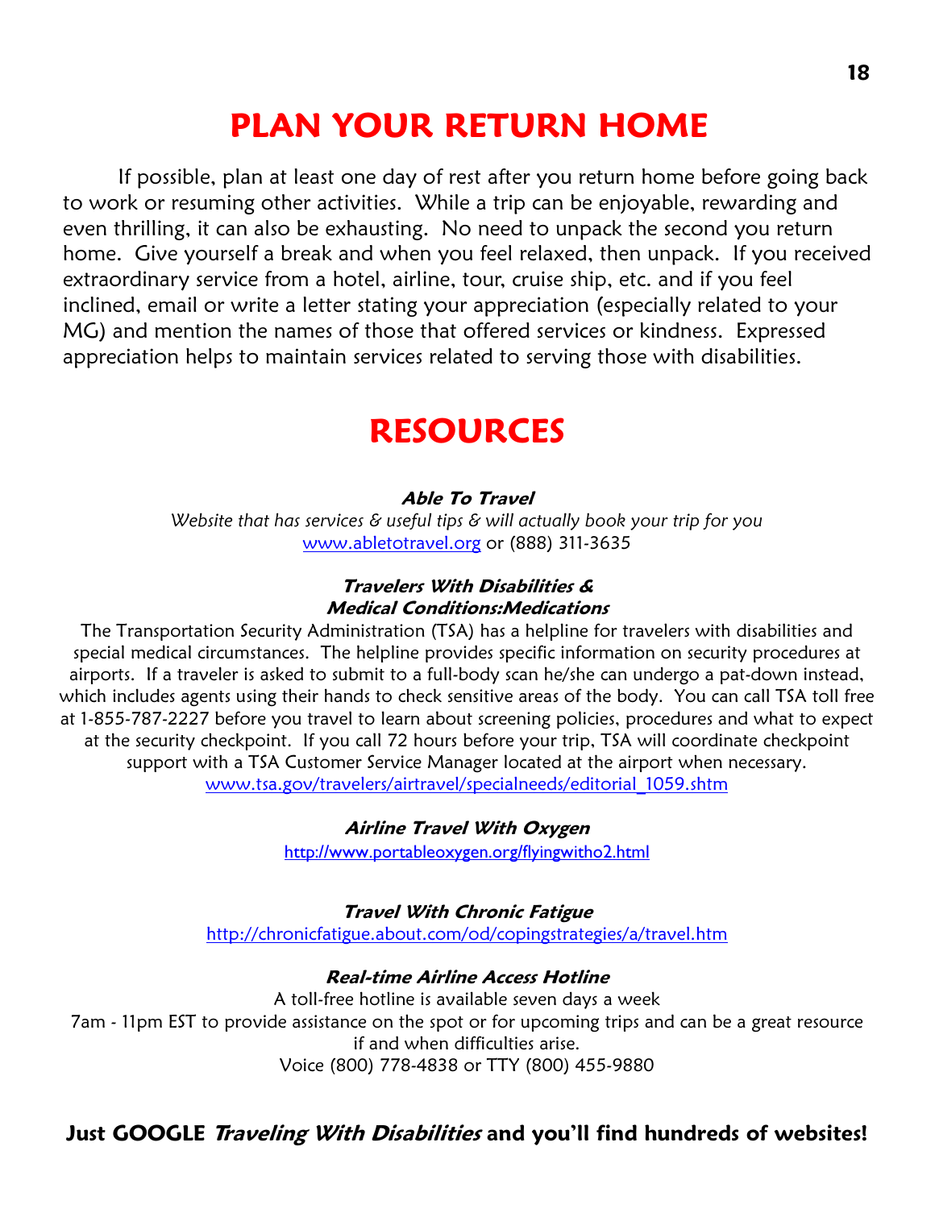# PLAN YOUR RETURN HOME

If possible, plan at least one day of rest after you return home before going back to work or resuming other activities. While a trip can be enjoyable, rewarding and even thrilling, it can also be exhausting. No need to unpack the second you return home. Give yourself a break and when you feel relaxed, then unpack. If you received extraordinary service from a hotel, airline, tour, cruise ship, etc. and if you feel inclined, email or write a letter stating your appreciation (especially related to your MG) and mention the names of those that offered services or kindness. Expressed appreciation helps to maintain services related to serving those with disabilities.

# RESOURCES

***Able To Travel***

*Website that has services & useful tips & will actually book your trip for you*

www.abletotravel.org or (888) 311-3635

***Travelers With Disabilities & Medical Conditions:Medications***

The Transportation Security Administration (TSA) has a helpline for travelers with disabilities and special medical circumstances. The helpline provides specific information on security procedures at airports. If a traveler is asked to submit to a full-body scan he/she can undergo a pat-down instead, which includes agents using their hands to check sensitive areas of the body. You can call TSA toll free at 1-855-787-2227 before you travel to learn about screening policies, procedures and what to expect at the security checkpoint. If you call 72 hours before your trip, TSA will coordinate checkpoint support with a TSA Customer Service Manager located at the airport when necessary.

www.tsa.gov/travelers/airtravel/specialneeds/editorial_1059.shtm

***Airline Travel With Oxygen***

http://www.portableoxygen.org/flyingwitho2.html

***Travel With Chronic Fatigue***

http://chronicfatigue.about.com/od/copingstrategies/a/travel.htm

***Real-time Airline Access Hotline***

A toll-free hotline is available seven days a week 7am - 11pm EST to provide assistance on the spot or for upcoming trips and can be a great resource if and when difficulties arise.

Voice (800) 778-4838 or TTY (800) 455-9880

**Just GOOGLE *Traveling With Disabilities* and you'll find hundreds of websites!**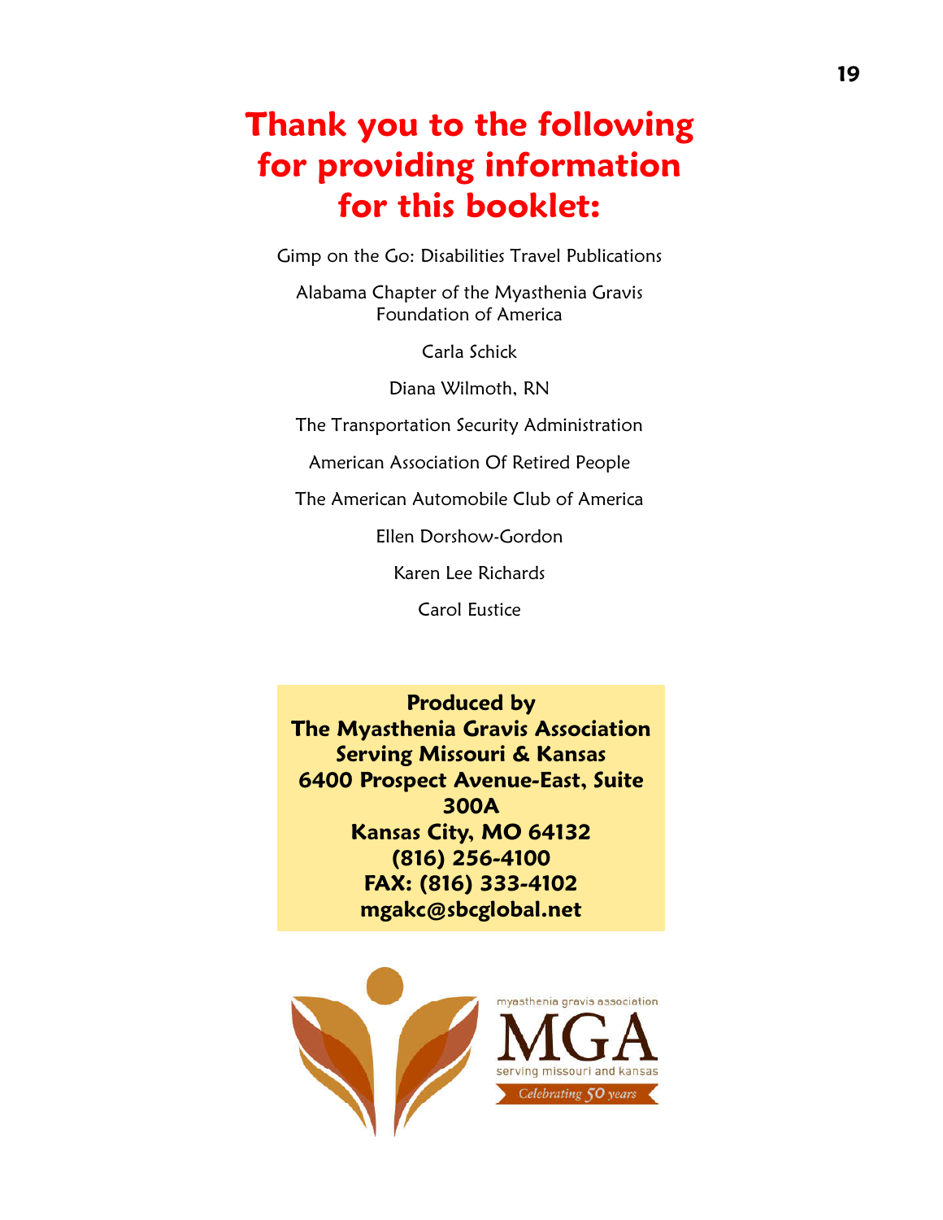# Thank you to the following for providing information for this booklet:

Gimp on the Go: Disabilities Travel Publications

Alabama Chapter of the Myasthenia Gravis Foundation of America

Carla Schick

Diana Wilmoth, RN

The Transportation Security Administration

American Association Of Retired People

The American Automobile Club of America

Ellen Dorshow-Gordon

Karen Lee Richards

Carol Eustice

**Produced by**
**The Myasthenia Gravis Association Serving Missouri & Kansas**
**6400 Prospect Avenue-East, Suite 300A**
**Kansas City, MO 64132**
**(816) 256-4100**
**FAX: (816) 333-4102**
**mgakc@sbcglobal.net**

myasthenia gravis association
MGA
serving missouri and kansas
Celebrating 50 years